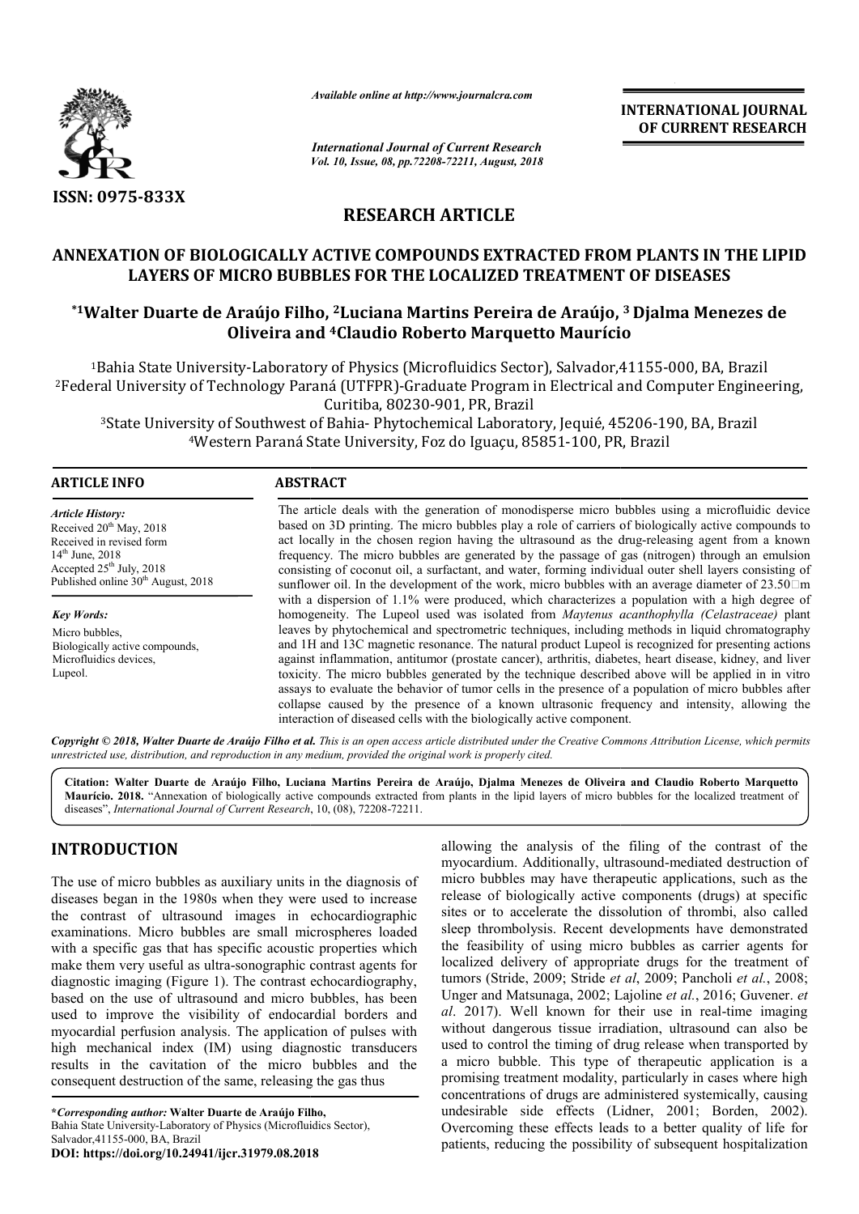*Available online at http://www.journalcra.com*

*International Journal of Current Research*
*Vol. 10, Issue, 08, pp.72208-72211, August, 2018*

**INTERNATIONAL JOURNAL OF CURRENT RESEARCH**

**ISSN: 0975-833X**

## RESEARCH ARTICLE

# ANNEXATION OF BIOLOGICALLY ACTIVE COMPOUNDS EXTRACTED FROM PLANTS IN THE LIPID LAYERS OF MICRO BUBBLES FOR THE LOCALIZED TREATMENT OF DISEASES

**\*[1]Walter Duarte de Araújo Filho, [2]Luciana Martins Pereira de Araújo, [3] Djalma Menezes de Oliveira and [4]Claudio Roberto Marquetto Maurício**

[1]Bahia State University-Laboratory of Physics (Microfluidics Sector), Salvador,41155-000, BA, Brazil
[2]Federal University of Technology Paraná (UTFPR)-Graduate Program in Electrical and Computer Engineering, Curitiba, 80230-901, PR, Brazil
[3]State University of Southwest of Bahia- Phytochemical Laboratory, Jequié, 45206-190, BA, Brazil
[4]Western Paraná State University, Foz do Iguaçu, 85851-100, PR, Brazil

**ARTICLE INFO**

*Article History:*
Received 20th May, 2018
Received in revised form
14th June, 2018
Accepted 25th July, 2018
Published online 30th August, 2018

*Key Words:*
Micro bubbles,
Biologically active compounds,
Microfluidics devices,
Lupeol.

**ABSTRACT**

The article deals with the generation of monodisperse micro bubbles using a microfluidic device based on 3D printing. The micro bubbles play a role of carriers of biologically active compounds to act locally in the chosen region having the ultrasound as the drug-releasing agent from a known frequency. The micro bubbles are generated by the passage of gas (nitrogen) through an emulsion consisting of coconut oil, a surfactant, and water, forming individual outer shell layers consisting of sunflower oil. In the development of the work, micro bubbles with an average diameter of 23.50□m with a dispersion of 1.1% were produced, which characterizes a population with a high degree of homogeneity. The Lupeol used was isolated from *Maytenus acanthophylla (Celastraceae)* plant leaves by phytochemical and spectrometric techniques, including methods in liquid chromatography and 1H and 13C magnetic resonance. The natural product Lupeol is recognized for presenting actions against inflammation, antitumor (prostate cancer), arthritis, diabetes, heart disease, kidney, and liver toxicity. The micro bubbles generated by the technique described above will be applied in in vitro assays to evaluate the behavior of tumor cells in the presence of a population of micro bubbles after collapse caused by the presence of a known ultrasonic frequency and intensity, allowing the interaction of diseased cells with the biologically active component.

*Copyright © 2018, Walter Duarte de Araújo Filho et al. This is an open access article distributed under the Creative Commons Attribution License, which permits unrestricted use, distribution, and reproduction in any medium, provided the original work is properly cited.*

**Citation: Walter Duarte de Araújo Filho, Luciana Martins Pereira de Araújo, Djalma Menezes de Oliveira and Claudio Roberto Marquetto Maurício. 2018.** "Annexation of biologically active compounds extracted from plants in the lipid layers of micro bubbles for the localized treatment of diseases", *International Journal of Current Research*, 10, (08), 72208-72211.

## INTRODUCTION

The use of micro bubbles as auxiliary units in the diagnosis of diseases began in the 1980s when they were used to increase the contrast of ultrasound images in echocardiographic examinations. Micro bubbles are small microspheres loaded with a specific gas that has specific acoustic properties which make them very useful as ultra-sonographic contrast agents for diagnostic imaging (Figure 1). The contrast echocardiography, based on the use of ultrasound and micro bubbles, has been used to improve the visibility of endocardial borders and myocardial perfusion analysis. The application of pulses with high mechanical index (IM) using diagnostic transducers results in the cavitation of the micro bubbles and the consequent destruction of the same, releasing the gas thus allowing the analysis of the filing of the contrast of the myocardium. Additionally, ultrasound-mediated destruction of micro bubbles may have therapeutic applications, such as the release of biologically active components (drugs) at specific sites or to accelerate the dissolution of thrombi, also called sleep thrombolysis. Recent developments have demonstrated the feasibility of using micro bubbles as carrier agents for localized delivery of appropriate drugs for the treatment of tumors (Stride, 2009; Stride *et al*, 2009; Pancholi *et al.*, 2008; Unger and Matsunaga, 2002; Lajoline *et al.*, 2016; Guvener. *et al*. 2017). Well known for their use in real-time imaging without dangerous tissue irradiation, ultrasound can also be used to control the timing of drug release when transported by a micro bubble. This type of therapeutic application is a promising treatment modality, particularly in cases where high concentrations of drugs are administered systemically, causing undesirable side effects (Lidner, 2001; Borden, 2002). Overcoming these effects leads to a better quality of life for patients, reducing the possibility of subsequent hospitalization

**\*Corresponding author: Walter Duarte de Araújo Filho,**
Bahia State University-Laboratory of Physics (Microfluidics Sector), Salvador,41155-000, BA, Brazil
**DOI: https://doi.org/10.24941/ijcr.31979.08.2018**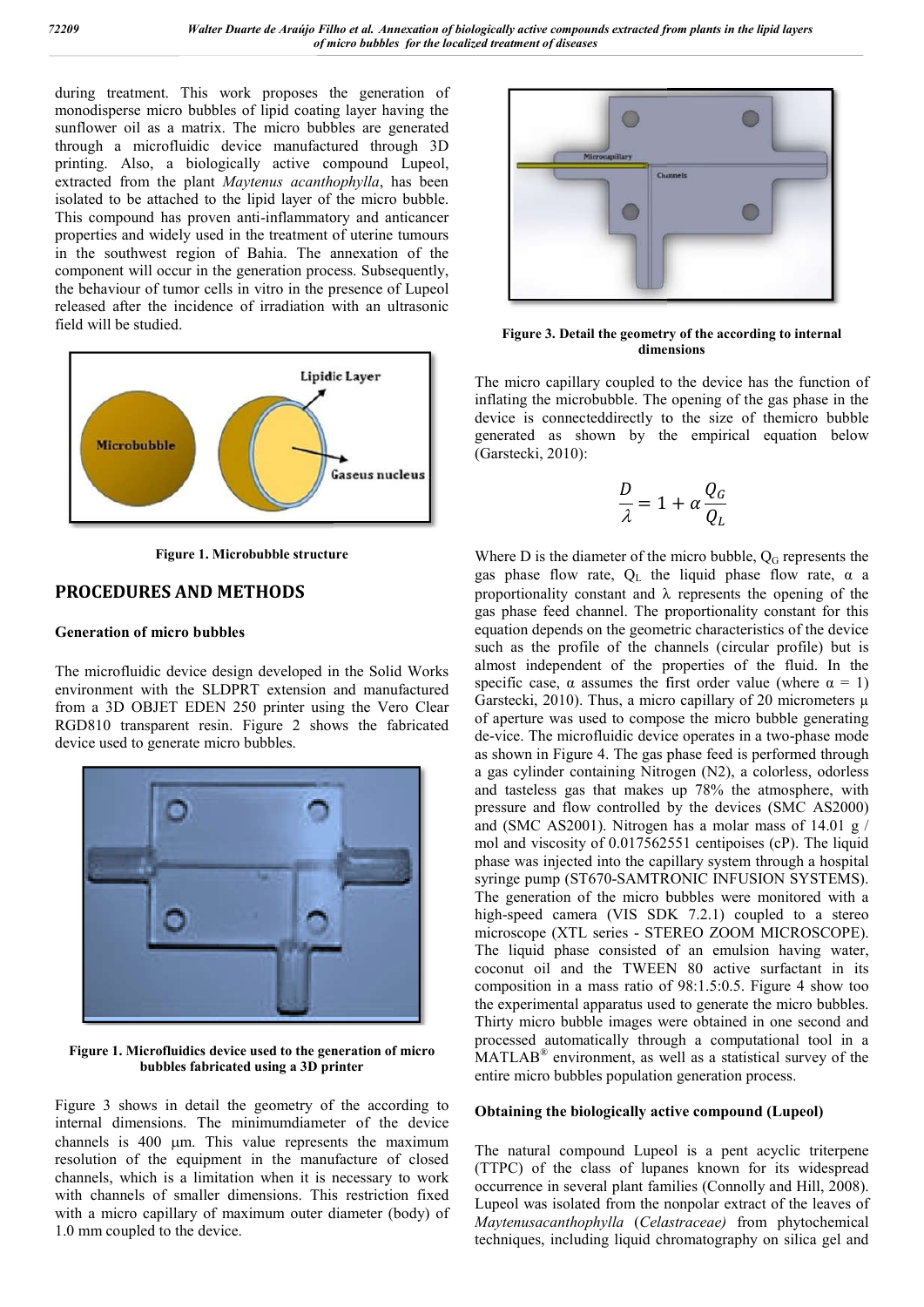during treatment. This work proposes the generation of monodisperse micro bubbles of lipid coating layer having the sunflower oil as a matrix. The micro bubbles are generated through a microfluidic device manufactured through 3D printing. Also, a biologically active compound Lupeol, extracted from the plant *Maytenus acanthophylla*, has been isolated to be attached to the lipid layer of the micro bubble. This compound has proven anti-inflammatory and anticancer properties and widely used in the treatment of uterine tumours in the southwest region of Bahia. The annexation of the component will occur in the generation process. Subsequently, the behaviour of tumor cells in vitro in the presence of Lupeol released after the incidence of irradiation with an ultrasonic field will be studied.

Lipidic Layer

Microbubble

Gaseus nucleus

**Figure 1. Microbubble structure**

## PROCEDURES AND METHODS

### Generation of micro bubbles

The microfluidic device design developed in the Solid Works environment with the SLDPRT extension and manufactured from a 3D OBJET EDEN 250 printer using the Vero Clear RGD810 transparent resin. Figure 2 shows the fabricated device used to generate micro bubbles.

**Figure 1. Microfluidics device used to the generation of micro bubbles fabricated using a 3D printer**

Figure 3 shows in detail the geometry of the according to internal dimensions. The minimumdiameter of the device channels is 400 μm. This value represents the maximum resolution of the equipment in the manufacture of closed channels, which is a limitation when it is necessary to work with channels of smaller dimensions. This restriction fixed with a micro capillary of maximum outer diameter (body) of 1.0 mm coupled to the device.

Microcapillary

Channels

**Figure 3. Detail the geometry of the according to internal dimensions**

The micro capillary coupled to the device has the function of inflating the microbubble. The opening of the gas phase in the device is connecteddirectly to the size of themicro bubble generated as shown by the empirical equation below (Garstecki, 2010):

$$\frac{D}{\lambda} = 1 + \alpha \frac{Q_G}{Q_L}$$

Where D is the diameter of the micro bubble, $Q_G$ represents the gas phase flow rate, $Q_L$ the liquid phase flow rate, α a proportionality constant and λ represents the opening of the gas phase feed channel. The proportionality constant for this equation depends on the geometric characteristics of the device such as the profile of the channels (circular profile) but is almost independent of the properties of the fluid. In the specific case, α assumes the first order value (where $\alpha = 1$) Garstecki, 2010). Thus, a micro capillary of 20 micrometers μ of aperture was used to compose the micro bubble generating de-vice. The microfluidic device operates in a two-phase mode as shown in Figure 4. The gas phase feed is performed through a gas cylinder containing Nitrogen ($N_2$), a colorless, odorless and tasteless gas that makes up 78% the atmosphere, with pressure and flow controlled by the devices (SMC AS2000) and (SMC AS2001). Nitrogen has a molar mass of 14.01 g / mol and viscosity of 0.017562551 centipoises (cP). The liquid phase was injected into the capillary system through a hospital syringe pump (ST670-SAMTRONIC INFUSION SYSTEMS). The generation of the micro bubbles were monitored with a high-speed camera (VIS SDK 7.2.1) coupled to a stereo microscope (XTL series - STEREO ZOOM MICROSCOPE). The liquid phase consisted of an emulsion having water, coconut oil and the TWEEN 80 active surfactant in its composition in a mass ratio of 98:1.5:0.5. Figure 4 show too the experimental apparatus used to generate the micro bubbles. Thirty micro bubble images were obtained in one second and processed automatically through a computational tool in a MATLAB® environment, as well as a statistical survey of the entire micro bubbles population generation process.

### Obtaining the biologically active compound (Lupeol)

The natural compound Lupeol is a pent acyclic triterpene (TTPC) of the class of lupanes known for its widespread occurrence in several plant families (Connolly and Hill, 2008). Lupeol was isolated from the nonpolar extract of the leaves of *Maytenusacanthophylla* (*Celastraceae)* from phytochemical techniques, including liquid chromatography on silica gel and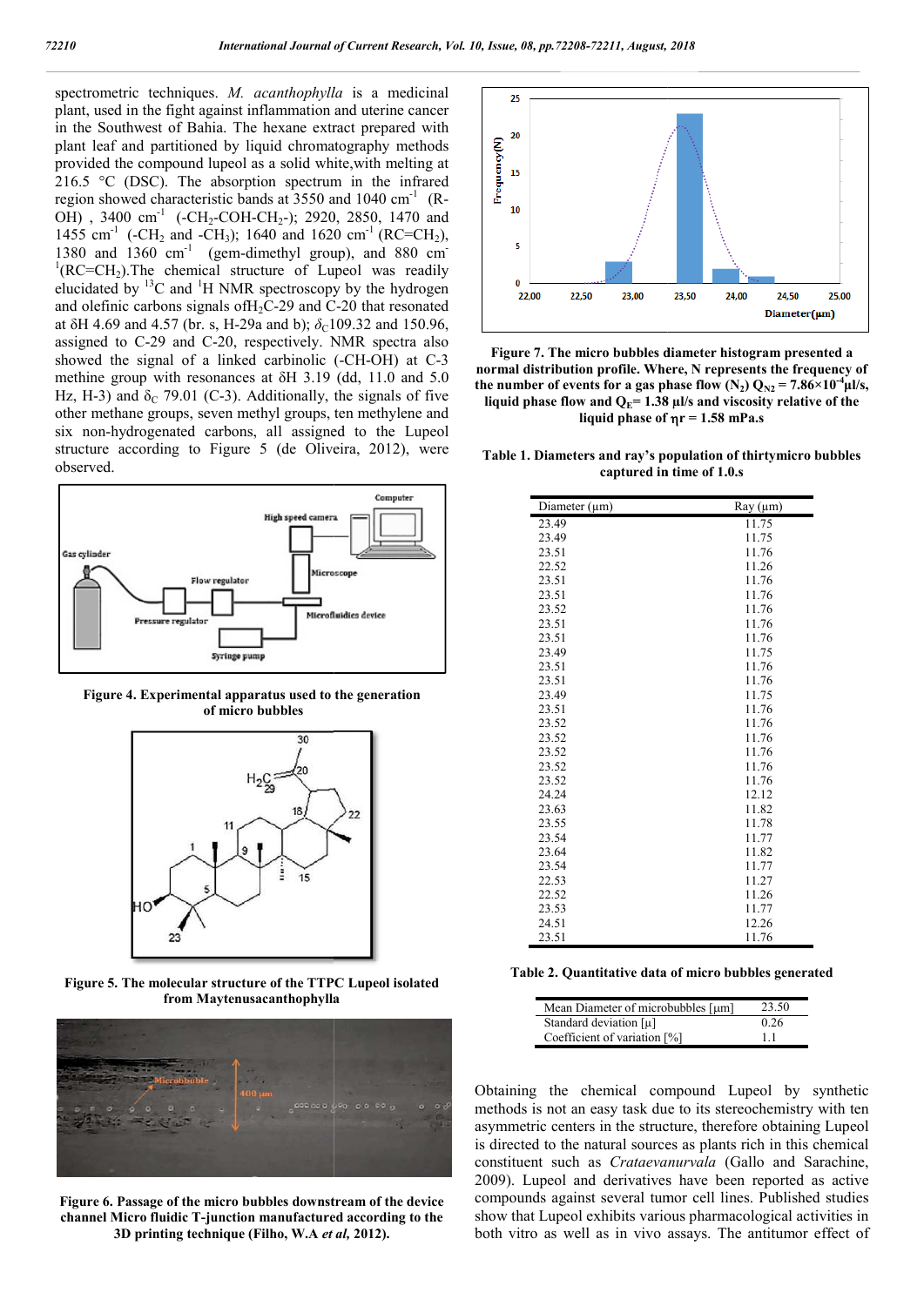spectrometric techniques. *M. acanthophylla* is a medicinal plant, used in the fight against inflammation and uterine cancer in the Southwest of Bahia. The hexane extract prepared with plant leaf and partitioned by liquid chromatography methods provided the compound lupeol as a solid white,with melting at 216.5 °C (DSC). The absorption spectrum in the infrared region showed characteristic bands at 3550 and 1040 $cm^{-1}$ (R-OH) , 3400 $cm^{-1}$ (-$CH_2$-COH-$CH_2$-); 2920, 2850, 1470 and 1455 $cm^{-1}$ (-$CH_2$ and -$CH_3$); 1640 and 1620 $cm^{-1}$ (RC=$CH_2$), 1380 and 1360 $cm^{-1}$ (gem-dimethyl group), and 880 $cm^{-1}$(RC=$CH_2$).The chemical structure of Lupeol was readily elucidated by $^{13}C$ and $^{1}H$ NMR spectroscopy by the hydrogen and olefinic carbons signals of$H_2$C-29 and C-20 that resonated at δH 4.69 and 4.57 (br. s, H-29a and b); $\delta_C$109.32 and 150.96, assigned to C-29 and C-20, respectively. NMR spectra also showed the signal of a linked carbinolic (-CH-OH) at C-3 methine group with resonances at δH 3.19 (dd, 11.0 and 5.0 Hz, H-3) and $\delta_C$ 79.01 (C-3). Additionally, the signals of five other methane groups, seven methyl groups, ten methylene and six non-hydrogenated carbons, all assigned to the Lupeol structure according to Figure 5 (de Oliveira, 2012), were observed.

Computer
High speed camera
Gas cylinder
Microscope
Flow regulator
Pressure regulator
Microfluidics device
Syringe pump

**Figure 4. Experimental apparatus used to the generation of micro bubbles**

30
$H_2C$ 29
20
18
22
11
1
9
15
5
HO
23

**Figure 5. The molecular structure of the TTPC Lupeol isolated from Maytenusacanthophylla**

Microbubble
400 µm

**Figure 6. Passage of the micro bubbles downstream of the device channel Micro fluidic T-junction manufactured according to the 3D printing technique (Filho, W.A *et al,* 2012).**

25
20
15
10
5
0
Frequency(N)
22,00 22,50 23,00 23,50 24,00 24,50 25,00
Diameter(µm)

**Figure 7. The micro bubbles diameter histogram presented a normal distribution profile. Where, N represents the frequency of the number of events for a gas phase flow ($N_2$) $Q_{N2}$ = 7.86×$10^{-4}$µl/s, liquid phase flow and $Q_E$= 1.38 µl/s and viscosity relative of the liquid phase of $\eta r$ = 1.58 mPa.s**

**Table 1. Diameters and ray's population of thirtymicro bubbles captured in time of 1.0.s**

| Diameter (µm) | Ray (µm) |
|---|---|
| 23.49 | 11.75 |
| 23.49 | 11.75 |
| 23.51 | 11.76 |
| 22.52 | 11.26 |
| 23.51 | 11.76 |
| 23.51 | 11.76 |
| 23.52 | 11.76 |
| 23.51 | 11.76 |
| 23.51 | 11.76 |
| 23.49 | 11.75 |
| 23.51 | 11.76 |
| 23.51 | 11.76 |
| 23.49 | 11.75 |
| 23.51 | 11.76 |
| 23.52 | 11.76 |
| 23.52 | 11.76 |
| 23.52 | 11.76 |
| 23.52 | 11.76 |
| 23.52 | 11.76 |
| 24.24 | 12.12 |
| 23.63 | 11.82 |
| 23.55 | 11.78 |
| 23.54 | 11.77 |
| 23.64 | 11.82 |
| 23.54 | 11.77 |
| 22.53 | 11.27 |
| 22.52 | 11.26 |
| 23.53 | 11.77 |
| 24.51 | 12.26 |
| 23.51 | 11.76 |

**Table 2. Quantitative data of micro bubbles generated**

| | |
|---|---|
| Mean Diameter of microbubbles [µm] | 23.50 |
| Standard deviation [µ] | 0.26 |
| Coefficient of variation [%] | 1.1 |

Obtaining the chemical compound Lupeol by synthetic methods is not an easy task due to its stereochemistry with ten asymmetric centers in the structure, therefore obtaining Lupeol is directed to the natural sources as plants rich in this chemical constituent such as *Crataevanurvala* (Gallo and Sarachine, 2009). Lupeol and derivatives have been reported as active compounds against several tumor cell lines. Published studies show that Lupeol exhibits various pharmacological activities in both vitro as well as in vivo assays. The antitumor effect of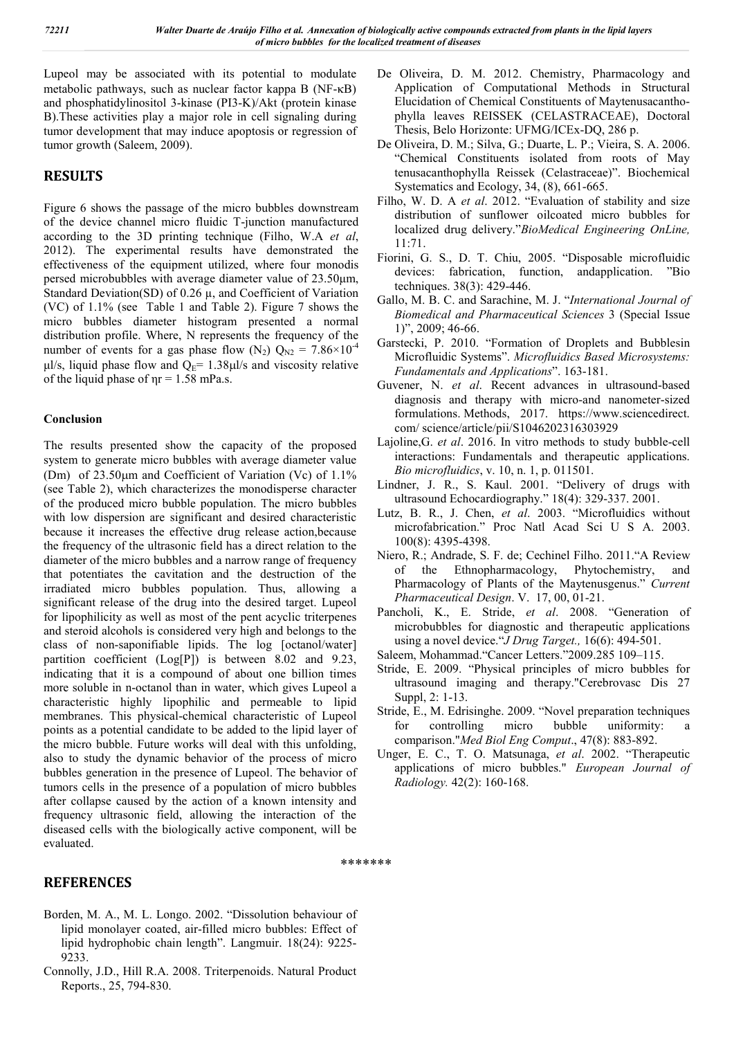Lupeol may be associated with its potential to modulate metabolic pathways, such as nuclear factor kappa B (NF-κB) and phosphatidylinositol 3-kinase (PI3-K)/Akt (protein kinase B).These activities play a major role in cell signaling during tumor development that may induce apoptosis or regression of tumor growth (Saleem, 2009).

## RESULTS

Figure 6 shows the passage of the micro bubbles downstream of the device channel micro fluidic T-junction manufactured according to the 3D printing technique (Filho, W.A *et al*, 2012). The experimental results have demonstrated the effectiveness of the equipment utilized, where four monodis persed microbubbles with average diameter value of 23.50μm, Standard Deviation(SD) of 0.26 μ, and Coefficient of Variation (VC) of 1.1% (see Table 1 and Table 2). Figure 7 shows the micro bubbles diameter histogram presented a normal distribution profile. Where, N represents the frequency of the number of events for a gas phase flow ($N_2$) $Q_{N2} = 7.86\times10^{-4}$ μl/s, liquid phase flow and $Q_E$= 1.38μl/s and viscosity relative of the liquid phase of ηr = 1.58 mPa.s.

### Conclusion

The results presented show the capacity of the proposed system to generate micro bubbles with average diameter value (Dm) of 23.50μm and Coefficient of Variation (Vc) of 1.1% (see Table 2), which characterizes the monodisperse character of the produced micro bubble population. The micro bubbles with low dispersion are significant and desired characteristic because it increases the effective drug release action,because the frequency of the ultrasonic field has a direct relation to the diameter of the micro bubbles and a narrow range of frequency that potentiates the cavitation and the destruction of the irradiated micro bubbles population. Thus, allowing a significant release of the drug into the desired target. Lupeol for lipophilicity as well as most of the pent acyclic triterpenes and steroid alcohols is considered very high and belongs to the class of non-saponifiable lipids. The log [octanol/water] partition coefficient (Log[P]) is between 8.02 and 9.23, indicating that it is a compound of about one billion times more soluble in n-octanol than in water, which gives Lupeol a characteristic highly lipophilic and permeable to lipid membranes. This physical-chemical characteristic of Lupeol points as a potential candidate to be added to the lipid layer of the micro bubble. Future works will deal with this unfolding, also to study the dynamic behavior of the process of micro bubbles generation in the presence of Lupeol. The behavior of tumors cells in the presence of a population of micro bubbles after collapse caused by the action of a known intensity and frequency ultrasonic field, allowing the interaction of the diseased cells with the biologically active component, will be evaluated.

## REFERENCES

Borden, M. A., M. L. Longo. 2002. "Dissolution behaviour of lipid monolayer coated, air-filled micro bubbles: Effect of lipid hydrophobic chain length". Langmuir. 18(24): 9225-9233.

Connolly, J.D., Hill R.A. 2008. Triterpenoids. Natural Product Reports., 25, 794-830.

De Oliveira, D. M. 2012. Chemistry, Pharmacology and Application of Computational Methods in Structural Elucidation of Chemical Constituents of Maytenusacantho-phylla leaves REISSEK (CELASTRACEAE), Doctoral Thesis, Belo Horizonte: UFMG/ICEx-DQ, 286 p.

De Oliveira, D. M.; Silva, G.; Duarte, L. P.; Vieira, S. A. 2006. "Chemical Constituents isolated from roots of May tenusacanthophylla Reissek (Celastraceae)". Biochemical Systematics and Ecology, 34, (8), 661-665.

Filho, W. D. A *et al*. 2012. "Evaluation of stability and size distribution of sunflower oilcoated micro bubbles for localized drug delivery."*BioMedical Engineering OnLine,* 11:71.

Fiorini, G. S., D. T. Chiu, 2005. "Disposable microfluidic devices: fabrication, function, andapplication. "Bio techniques. 38(3): 429-446.

Gallo, M. B. C. and Sarachine, M. J. "*International Journal of Biomedical and Pharmaceutical Sciences* 3 (Special Issue 1)", 2009; 46-66.

Garstecki, P. 2010. "Formation of Droplets and Bubblesin Microfluidic Systems". *Microfluidics Based Microsystems: Fundamentals and Applications*". 163-181.

Guvener, N. *et al*. Recent advances in ultrasound-based diagnosis and therapy with micro-and nanometer-sized formulations. Methods, 2017. https://www.sciencedirect.com/ science/article/pii/S1046202316303929

Lajoline,G. *et al*. 2016. In vitro methods to study bubble-cell interactions: Fundamentals and therapeutic applications. *Bio microfluidics*, v. 10, n. 1, p. 011501.

Lindner, J. R., S. Kaul. 2001. "Delivery of drugs with ultrasound Echocardiography." 18(4): 329-337. 2001.

Lutz, B. R., J. Chen, *et al*. 2003. "Microfluidics without microfabrication." Proc Natl Acad Sci U S A. 2003. 100(8): 4395-4398.

Niero, R.; Andrade, S. F. de; Cechinel Filho. 2011."A Review of the Ethnopharmacology, Phytochemistry, and Pharmacology of Plants of the Maytenusgenus." *Current Pharmaceutical Design*. V. 17, 00, 01-21.

Pancholi, K., E. Stride, *et al*. 2008. "Generation of microbubbles for diagnostic and therapeutic applications using a novel device."*J Drug Target.,* 16(6): 494-501.

Saleem, Mohammad."Cancer Letters."2009.285 109–115.

Stride, E. 2009. "Physical principles of micro bubbles for ultrasound imaging and therapy."Cerebrovasc Dis 27 Suppl, 2: 1-13.

Stride, E., M. Edrisinghe. 2009. "Novel preparation techniques for controlling micro bubble uniformity: a comparison."*Med Biol Eng Comput*., 47(8): 883-892.

Unger, E. C., T. O. Matsunaga, *et al*. 2002. "Therapeutic applications of micro bubbles." *European Journal of Radiology.* 42(2): 160-168.

*******